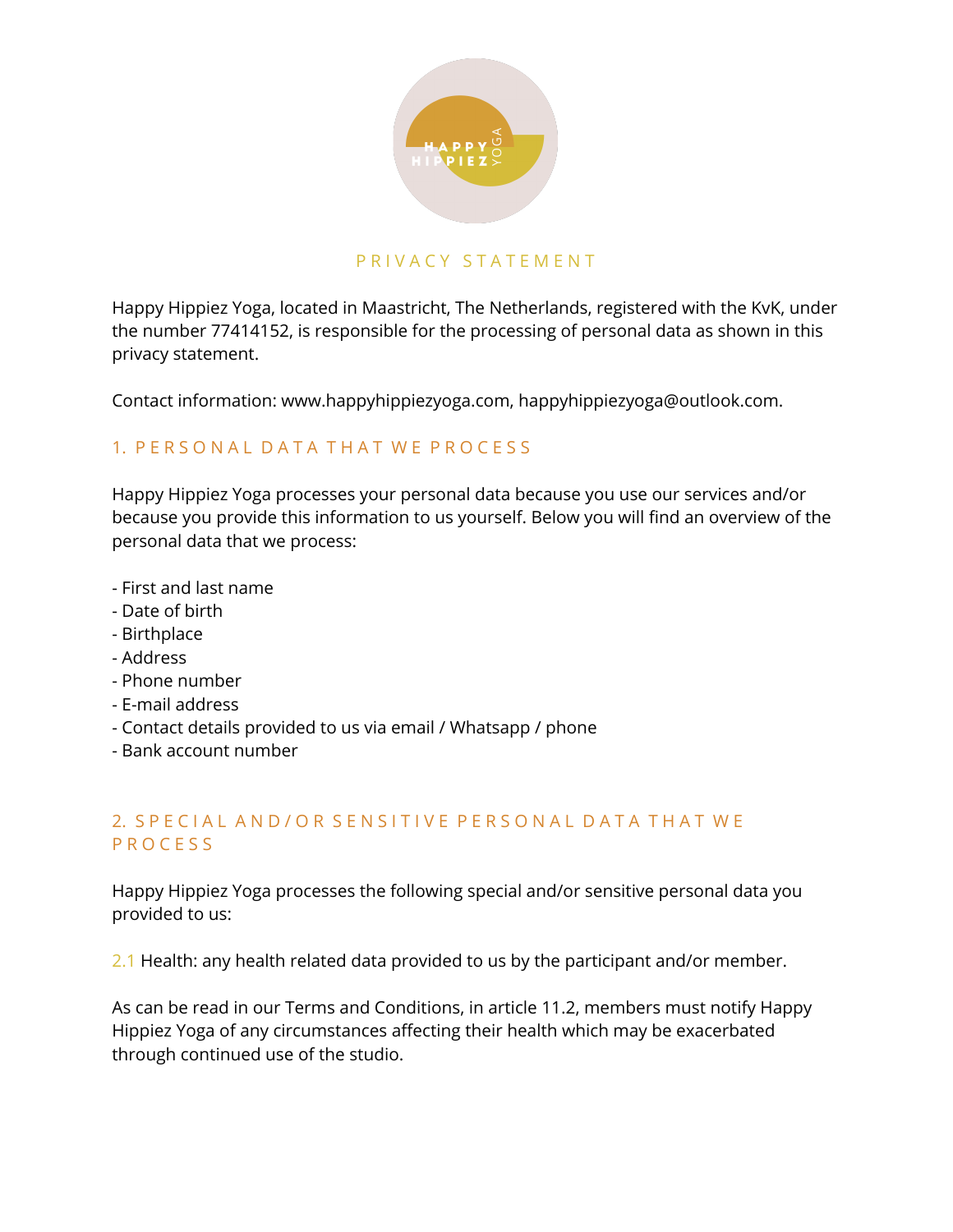# PRIVACY STATEMENT

Happy Hippiez Yoga, located in Maastricht, The Netherlands, registered with the KvK, under the number 77414152, is responsible for the processing of personal data as shown in this privacy statement.

Contact information: www.happyhippiezyoga.com, happyhippiezyoga@outlook.com.

## 1. PERSONAL DATA THAT WE PROCESS

Happy Hippiez Yoga processes your personal data because you use our services and/or because you provide this information to us yourself. Below you will find an overview of the personal data that we process:

- First and last name
- Date of birth
- Birthplace
- Address
- Phone number
- E-mail address
- Contact details provided to us via email / Whatsapp / phone
- Bank account number

## 2. SPECIAL AND/OR SENSITIVE PERSONAL DATA THAT WE PROCESS

Happy Hippiez Yoga processes the following special and/or sensitive personal data you provided to us:

2.1 Health: any health related data provided to us by the participant and/or member.

As can be read in our Terms and Conditions, in article 11.2, members must notify Happy Hippiez Yoga of any circumstances affecting their health which may be exacerbated through continued use of the studio.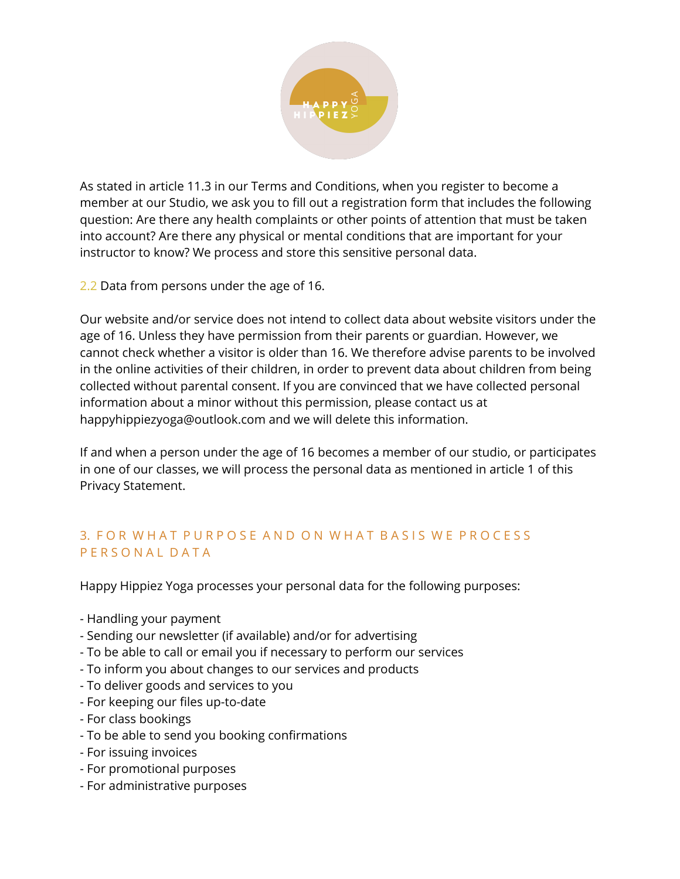As stated in article 11.3 in our Terms and Conditions, when you register to become a member at our Studio, we ask you to fill out a registration form that includes the following question: Are there any health complaints or other points of attention that must be taken into account? Are there any physical or mental conditions that are important for your instructor to know? We process and store this sensitive personal data.

2.2 Data from persons under the age of 16.

Our website and/or service does not intend to collect data about website visitors under the age of 16. Unless they have permission from their parents or guardian. However, we cannot check whether a visitor is older than 16. We therefore advise parents to be involved in the online activities of their children, in order to prevent data about children from being collected without parental consent. If you are convinced that we have collected personal information about a minor without this permission, please contact us at happyhippiezyoga@outlook.com and we will delete this information.

If and when a person under the age of 16 becomes a member of our studio, or participates in one of our classes, we will process the personal data as mentioned in article 1 of this Privacy Statement.

## 3. FOR WHAT PURPOSE AND ON WHAT BASIS WE PROCESS PERSONAL DATA

Happy Hippiez Yoga processes your personal data for the following purposes:

- Handling your payment
- Sending our newsletter (if available) and/or for advertising
- To be able to call or email you if necessary to perform our services
- To inform you about changes to our services and products
- To deliver goods and services to you
- For keeping our files up-to-date
- For class bookings
- To be able to send you booking confirmations
- For issuing invoices
- For promotional purposes
- For administrative purposes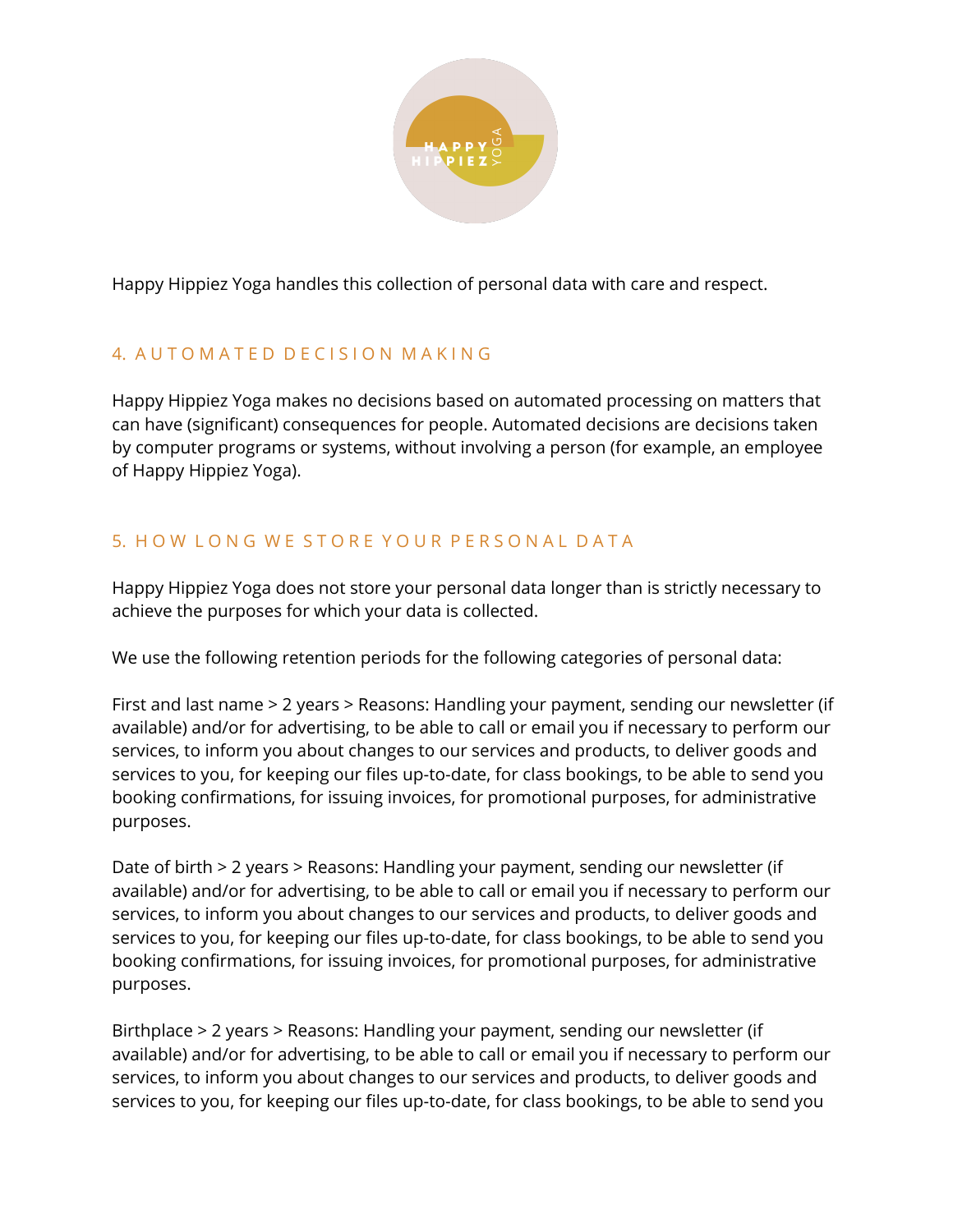Happy Hippiez Yoga handles this collection of personal data with care and respect.

## 4. AUTOMATED DECISION MAKING

Happy Hippiez Yoga makes no decisions based on automated processing on matters that can have (significant) consequences for people. Automated decisions are decisions taken by computer programs or systems, without involving a person (for example, an employee of Happy Hippiez Yoga).

## 5. HOW LONG WE STORE YOUR PERSONAL DATA

Happy Hippiez Yoga does not store your personal data longer than is strictly necessary to achieve the purposes for which your data is collected.

We use the following retention periods for the following categories of personal data:

First and last name > 2 years > Reasons: Handling your payment, sending our newsletter (if available) and/or for advertising, to be able to call or email you if necessary to perform our services, to inform you about changes to our services and products, to deliver goods and services to you, for keeping our files up-to-date, for class bookings, to be able to send you booking confirmations, for issuing invoices, for promotional purposes, for administrative purposes.

Date of birth > 2 years > Reasons: Handling your payment, sending our newsletter (if available) and/or for advertising, to be able to call or email you if necessary to perform our services, to inform you about changes to our services and products, to deliver goods and services to you, for keeping our files up-to-date, for class bookings, to be able to send you booking confirmations, for issuing invoices, for promotional purposes, for administrative purposes.

Birthplace > 2 years > Reasons: Handling your payment, sending our newsletter (if available) and/or for advertising, to be able to call or email you if necessary to perform our services, to inform you about changes to our services and products, to deliver goods and services to you, for keeping our files up-to-date, for class bookings, to be able to send you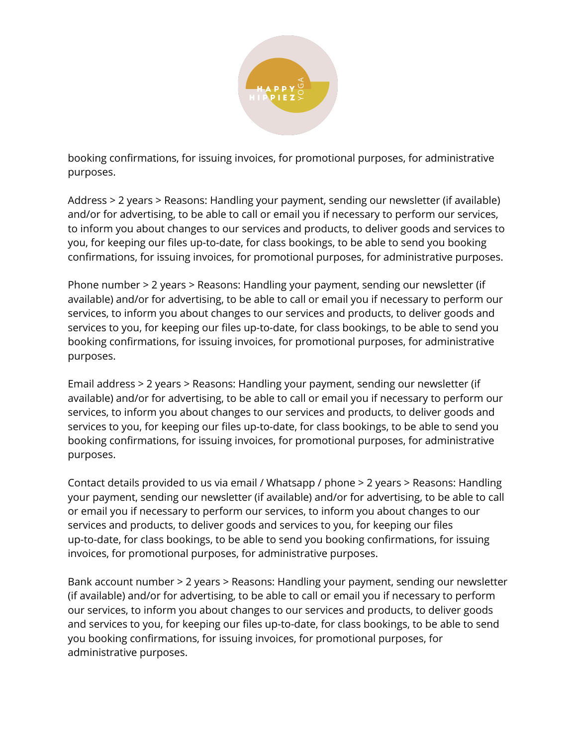booking confirmations, for issuing invoices, for promotional purposes, for administrative purposes.

Address > 2 years > Reasons: Handling your payment, sending our newsletter (if available) and/or for advertising, to be able to call or email you if necessary to perform our services, to inform you about changes to our services and products, to deliver goods and services to you, for keeping our files up-to-date, for class bookings, to be able to send you booking confirmations, for issuing invoices, for promotional purposes, for administrative purposes.

Phone number > 2 years > Reasons: Handling your payment, sending our newsletter (if available) and/or for advertising, to be able to call or email you if necessary to perform our services, to inform you about changes to our services and products, to deliver goods and services to you, for keeping our files up-to-date, for class bookings, to be able to send you booking confirmations, for issuing invoices, for promotional purposes, for administrative purposes.

Email address > 2 years > Reasons: Handling your payment, sending our newsletter (if available) and/or for advertising, to be able to call or email you if necessary to perform our services, to inform you about changes to our services and products, to deliver goods and services to you, for keeping our files up-to-date, for class bookings, to be able to send you booking confirmations, for issuing invoices, for promotional purposes, for administrative purposes.

Contact details provided to us via email / Whatsapp / phone > 2 years > Reasons: Handling your payment, sending our newsletter (if available) and/or for advertising, to be able to call or email you if necessary to perform our services, to inform you about changes to our services and products, to deliver goods and services to you, for keeping our files up-to-date, for class bookings, to be able to send you booking confirmations, for issuing invoices, for promotional purposes, for administrative purposes.

Bank account number > 2 years > Reasons: Handling your payment, sending our newsletter (if available) and/or for advertising, to be able to call or email you if necessary to perform our services, to inform you about changes to our services and products, to deliver goods and services to you, for keeping our files up-to-date, for class bookings, to be able to send you booking confirmations, for issuing invoices, for promotional purposes, for administrative purposes.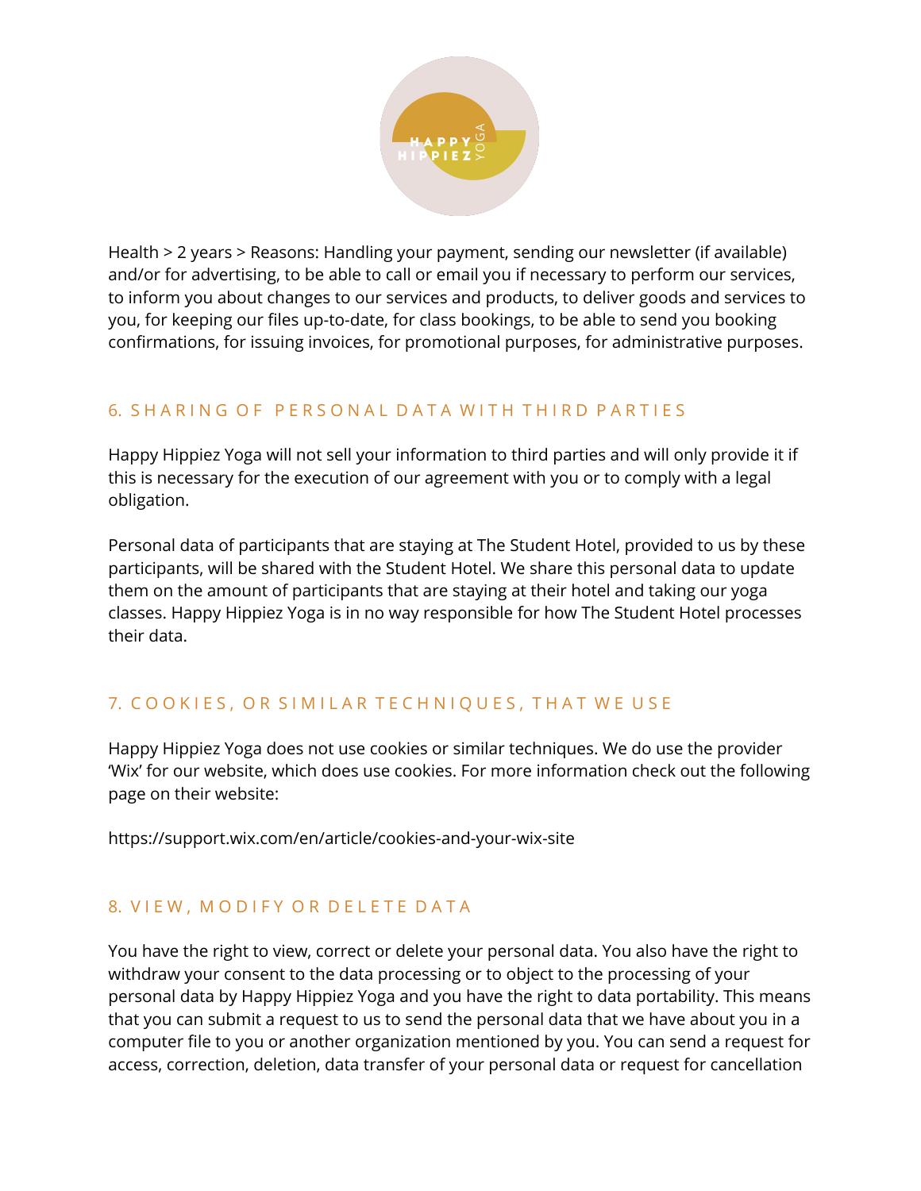Health > 2 years > Reasons: Handling your payment, sending our newsletter (if available) and/or for advertising, to be able to call or email you if necessary to perform our services, to inform you about changes to our services and products, to deliver goods and services to you, for keeping our files up-to-date, for class bookings, to be able to send you booking confirmations, for issuing invoices, for promotional purposes, for administrative purposes.

## 6. SHARING OF PERSONAL DATA WITH THIRD PARTIES

Happy Hippiez Yoga will not sell your information to third parties and will only provide it if this is necessary for the execution of our agreement with you or to comply with a legal obligation.

Personal data of participants that are staying at The Student Hotel, provided to us by these participants, will be shared with the Student Hotel. We share this personal data to update them on the amount of participants that are staying at their hotel and taking our yoga classes. Happy Hippiez Yoga is in no way responsible for how The Student Hotel processes their data.

## 7. COOKIES, OR SIMILAR TECHNIQUES, THAT WE USE

Happy Hippiez Yoga does not use cookies or similar techniques. We do use the provider 'Wix' for our website, which does use cookies. For more information check out the following page on their website:

https://support.wix.com/en/article/cookies-and-your-wix-site

## 8. VIEW, MODIFY OR DELETE DATA

You have the right to view, correct or delete your personal data. You also have the right to withdraw your consent to the data processing or to object to the processing of your personal data by Happy Hippiez Yoga and you have the right to data portability. This means that you can submit a request to us to send the personal data that we have about you in a computer file to you or another organization mentioned by you. You can send a request for access, correction, deletion, data transfer of your personal data or request for cancellation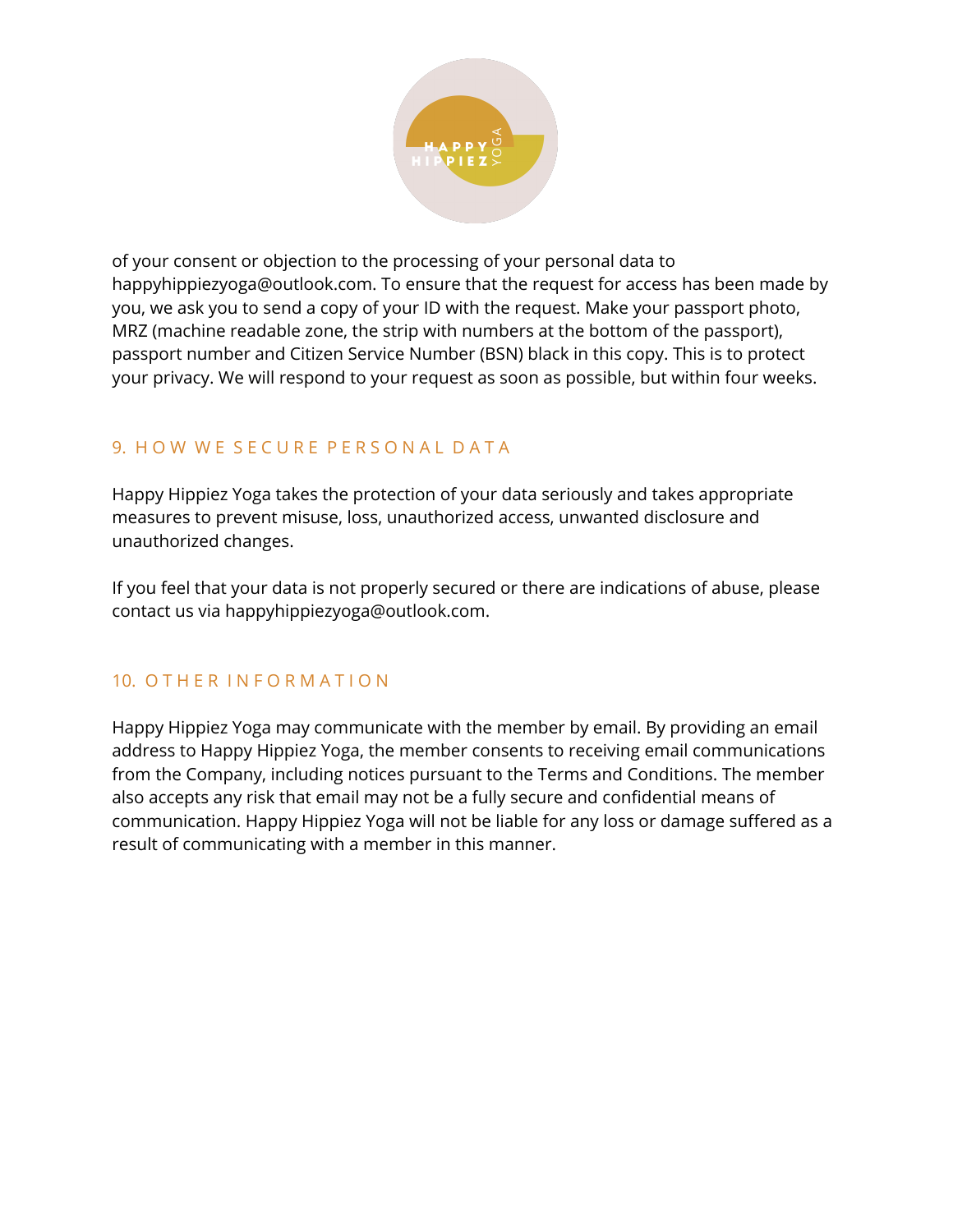of your consent or objection to the processing of your personal data to happyhippiezyoga@outlook.com. To ensure that the request for access has been made by you, we ask you to send a copy of your ID with the request. Make your passport photo, MRZ (machine readable zone, the strip with numbers at the bottom of the passport), passport number and Citizen Service Number (BSN) black in this copy. This is to protect your privacy. We will respond to your request as soon as possible, but within four weeks.

## 9. HOW WE SECURE PERSONAL DATA

Happy Hippiez Yoga takes the protection of your data seriously and takes appropriate measures to prevent misuse, loss, unauthorized access, unwanted disclosure and unauthorized changes.

If you feel that your data is not properly secured or there are indications of abuse, please contact us via happyhippiezyoga@outlook.com.

## 10. OTHER INFORMATION

Happy Hippiez Yoga may communicate with the member by email. By providing an email address to Happy Hippiez Yoga, the member consents to receiving email communications from the Company, including notices pursuant to the Terms and Conditions. The member also accepts any risk that email may not be a fully secure and confidential means of communication. Happy Hippiez Yoga will not be liable for any loss or damage suffered as a result of communicating with a member in this manner.